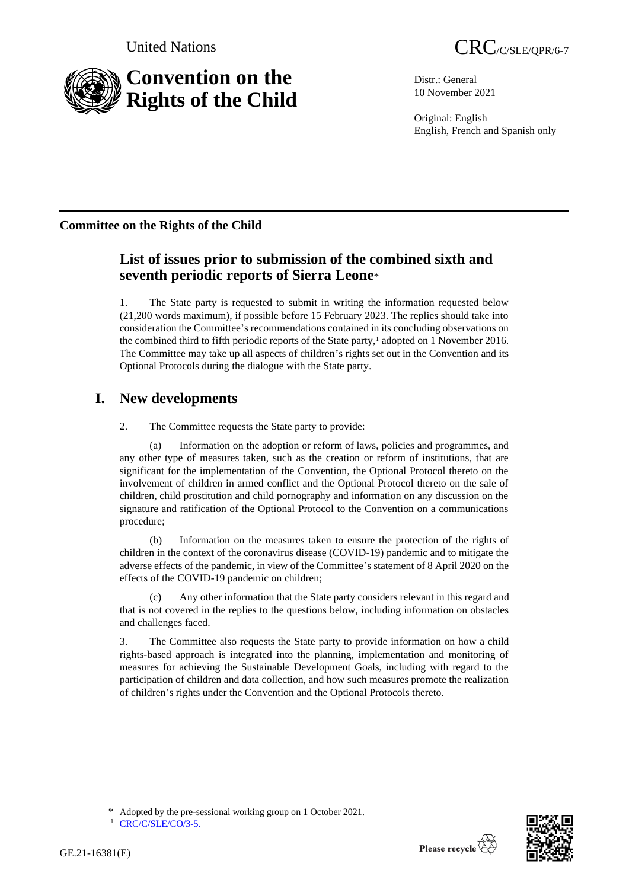United Nations CRC/C/SLE/QPR/6-7

# Convention on the Rights of the Child

Distr.: General
10 November 2021

Original: English
English, French and Spanish only

**Committee on the Rights of the Child**

## List of issues prior to submission of the combined sixth and seventh periodic reports of Sierra Leone*

1. The State party is requested to submit in writing the information requested below (21,200 words maximum), if possible before 15 February 2023. The replies should take into consideration the Committee's recommendations contained in its concluding observations on the combined third to fifth periodic reports of the State party,[1] adopted on 1 November 2016. The Committee may take up all aspects of children's rights set out in the Convention and its Optional Protocols during the dialogue with the State party.

# I. New developments

2. The Committee requests the State party to provide:

(a) Information on the adoption or reform of laws, policies and programmes, and any other type of measures taken, such as the creation or reform of institutions, that are significant for the implementation of the Convention, the Optional Protocol thereto on the involvement of children in armed conflict and the Optional Protocol thereto on the sale of children, child prostitution and child pornography and information on any discussion on the signature and ratification of the Optional Protocol to the Convention on a communications procedure;

(b) Information on the measures taken to ensure the protection of the rights of children in the context of the coronavirus disease (COVID-19) pandemic and to mitigate the adverse effects of the pandemic, in view of the Committee's statement of 8 April 2020 on the effects of the COVID-19 pandemic on children;

(c) Any other information that the State party considers relevant in this regard and that is not covered in the replies to the questions below, including information on obstacles and challenges faced.

3. The Committee also requests the State party to provide information on how a child rights-based approach is integrated into the planning, implementation and monitoring of measures for achieving the Sustainable Development Goals, including with regard to the participation of children and data collection, and how such measures promote the realization of children's rights under the Convention and the Optional Protocols thereto.

---

\* Adopted by the pre-sessional working group on 1 October 2021.

[1] CRC/C/SLE/CO/3-5.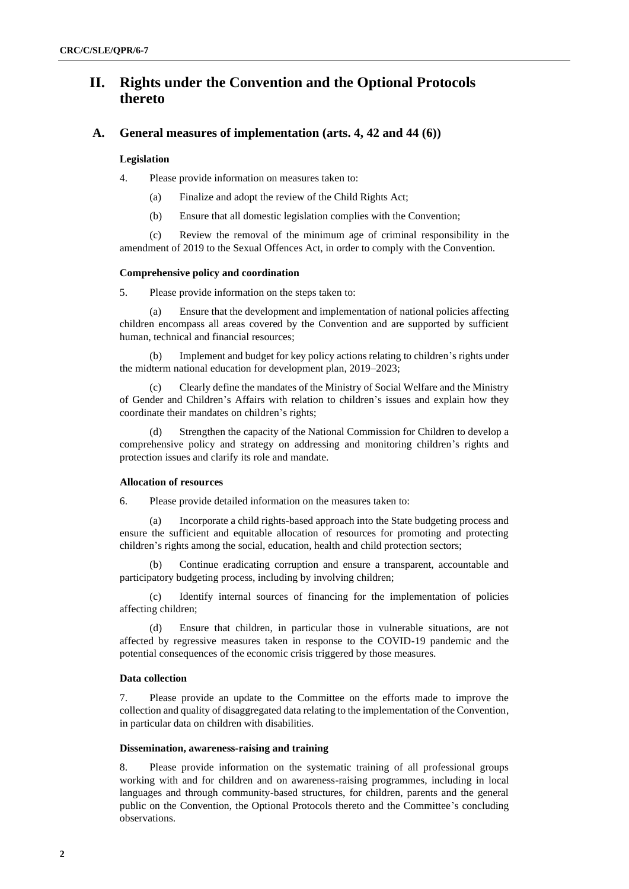# II. Rights under the Convention and the Optional Protocols thereto

## A. General measures of implementation (arts. 4, 42 and 44 (6))

### Legislation

4. Please provide information on measures taken to:

(a) Finalize and adopt the review of the Child Rights Act;

(b) Ensure that all domestic legislation complies with the Convention;

(c) Review the removal of the minimum age of criminal responsibility in the amendment of 2019 to the Sexual Offences Act, in order to comply with the Convention.

### Comprehensive policy and coordination

5. Please provide information on the steps taken to:

(a) Ensure that the development and implementation of national policies affecting children encompass all areas covered by the Convention and are supported by sufficient human, technical and financial resources;

(b) Implement and budget for key policy actions relating to children's rights under the midterm national education for development plan, 2019–2023;

(c) Clearly define the mandates of the Ministry of Social Welfare and the Ministry of Gender and Children's Affairs with relation to children's issues and explain how they coordinate their mandates on children's rights;

(d) Strengthen the capacity of the National Commission for Children to develop a comprehensive policy and strategy on addressing and monitoring children's rights and protection issues and clarify its role and mandate.

### Allocation of resources

6. Please provide detailed information on the measures taken to:

(a) Incorporate a child rights-based approach into the State budgeting process and ensure the sufficient and equitable allocation of resources for promoting and protecting children's rights among the social, education, health and child protection sectors;

(b) Continue eradicating corruption and ensure a transparent, accountable and participatory budgeting process, including by involving children;

(c) Identify internal sources of financing for the implementation of policies affecting children;

(d) Ensure that children, in particular those in vulnerable situations, are not affected by regressive measures taken in response to the COVID-19 pandemic and the potential consequences of the economic crisis triggered by those measures.

### Data collection

7. Please provide an update to the Committee on the efforts made to improve the collection and quality of disaggregated data relating to the implementation of the Convention, in particular data on children with disabilities.

### Dissemination, awareness-raising and training

8. Please provide information on the systematic training of all professional groups working with and for children and on awareness-raising programmes, including in local languages and through community-based structures, for children, parents and the general public on the Convention, the Optional Protocols thereto and the Committee's concluding observations.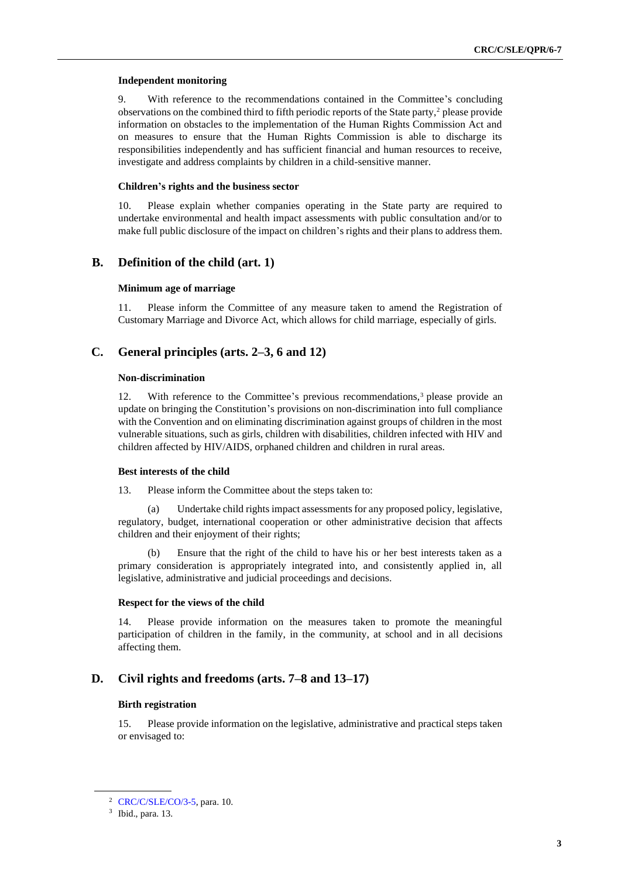#### Independent monitoring

9. With reference to the recommendations contained in the Committee's concluding observations on the combined third to fifth periodic reports of the State party,[2] please provide information on obstacles to the implementation of the Human Rights Commission Act and on measures to ensure that the Human Rights Commission is able to discharge its responsibilities independently and has sufficient financial and human resources to receive, investigate and address complaints by children in a child-sensitive manner.

#### Children's rights and the business sector

10. Please explain whether companies operating in the State party are required to undertake environmental and health impact assessments with public consultation and/or to make full public disclosure of the impact on children's rights and their plans to address them.

## B. Definition of the child (art. 1)

#### Minimum age of marriage

11. Please inform the Committee of any measure taken to amend the Registration of Customary Marriage and Divorce Act, which allows for child marriage, especially of girls.

## C. General principles (arts. 2–3, 6 and 12)

#### Non-discrimination

12. With reference to the Committee's previous recommendations,[3] please provide an update on bringing the Constitution's provisions on non-discrimination into full compliance with the Convention and on eliminating discrimination against groups of children in the most vulnerable situations, such as girls, children with disabilities, children infected with HIV and children affected by HIV/AIDS, orphaned children and children in rural areas.

#### Best interests of the child

13. Please inform the Committee about the steps taken to:

(a) Undertake child rights impact assessments for any proposed policy, legislative, regulatory, budget, international cooperation or other administrative decision that affects children and their enjoyment of their rights;

(b) Ensure that the right of the child to have his or her best interests taken as a primary consideration is appropriately integrated into, and consistently applied in, all legislative, administrative and judicial proceedings and decisions.

#### Respect for the views of the child

14. Please provide information on the measures taken to promote the meaningful participation of children in the family, in the community, at school and in all decisions affecting them.

## D. Civil rights and freedoms (arts. 7–8 and 13–17)

#### Birth registration

15. Please provide information on the legislative, administrative and practical steps taken or envisaged to:

---

[2] CRC/C/SLE/CO/3-5, para. 10.

[3] Ibid., para. 13.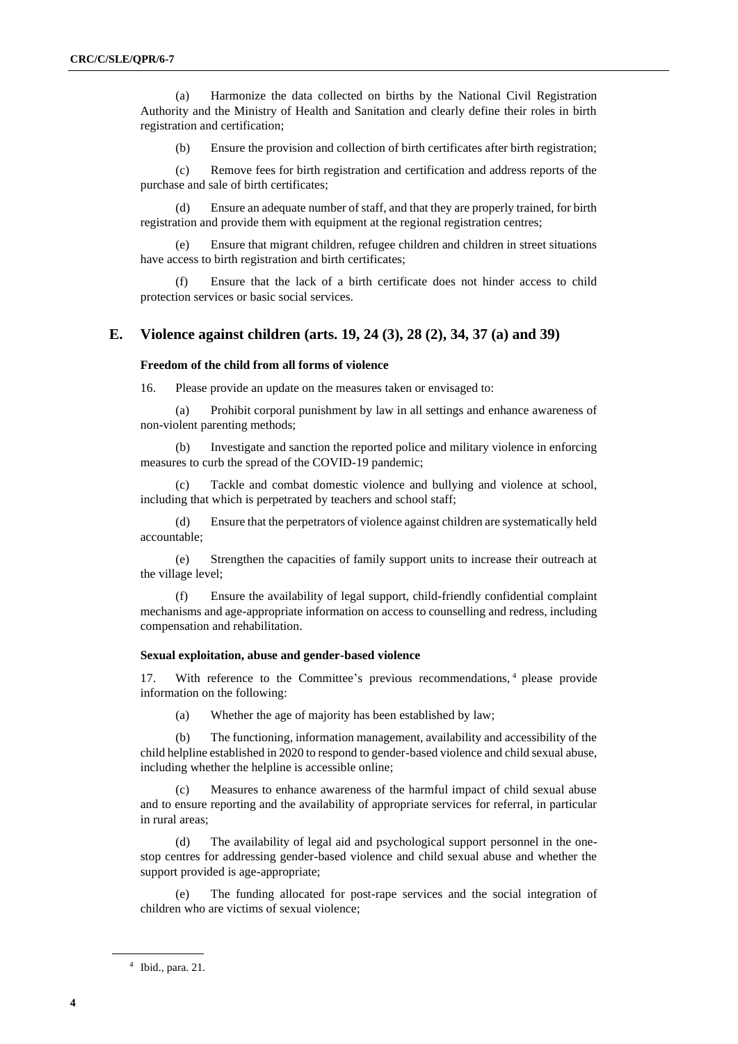(a) Harmonize the data collected on births by the National Civil Registration Authority and the Ministry of Health and Sanitation and clearly define their roles in birth registration and certification;

(b) Ensure the provision and collection of birth certificates after birth registration;

(c) Remove fees for birth registration and certification and address reports of the purchase and sale of birth certificates;

(d) Ensure an adequate number of staff, and that they are properly trained, for birth registration and provide them with equipment at the regional registration centres;

(e) Ensure that migrant children, refugee children and children in street situations have access to birth registration and birth certificates;

(f) Ensure that the lack of a birth certificate does not hinder access to child protection services or basic social services.

## E. Violence against children (arts. 19, 24 (3), 28 (2), 34, 37 (a) and 39)

### Freedom of the child from all forms of violence

16. Please provide an update on the measures taken or envisaged to:

(a) Prohibit corporal punishment by law in all settings and enhance awareness of non-violent parenting methods;

(b) Investigate and sanction the reported police and military violence in enforcing measures to curb the spread of the COVID-19 pandemic;

(c) Tackle and combat domestic violence and bullying and violence at school, including that which is perpetrated by teachers and school staff;

(d) Ensure that the perpetrators of violence against children are systematically held accountable;

(e) Strengthen the capacities of family support units to increase their outreach at the village level;

(f) Ensure the availability of legal support, child-friendly confidential complaint mechanisms and age-appropriate information on access to counselling and redress, including compensation and rehabilitation.

### Sexual exploitation, abuse and gender-based violence

17. With reference to the Committee's previous recommendations,[4] please provide information on the following:

(a) Whether the age of majority has been established by law;

(b) The functioning, information management, availability and accessibility of the child helpline established in 2020 to respond to gender-based violence and child sexual abuse, including whether the helpline is accessible online;

(c) Measures to enhance awareness of the harmful impact of child sexual abuse and to ensure reporting and the availability of appropriate services for referral, in particular in rural areas;

(d) The availability of legal aid and psychological support personnel in the one-stop centres for addressing gender-based violence and child sexual abuse and whether the support provided is age-appropriate;

(e) The funding allocated for post-rape services and the social integration of children who are victims of sexual violence;

[4] Ibid., para. 21.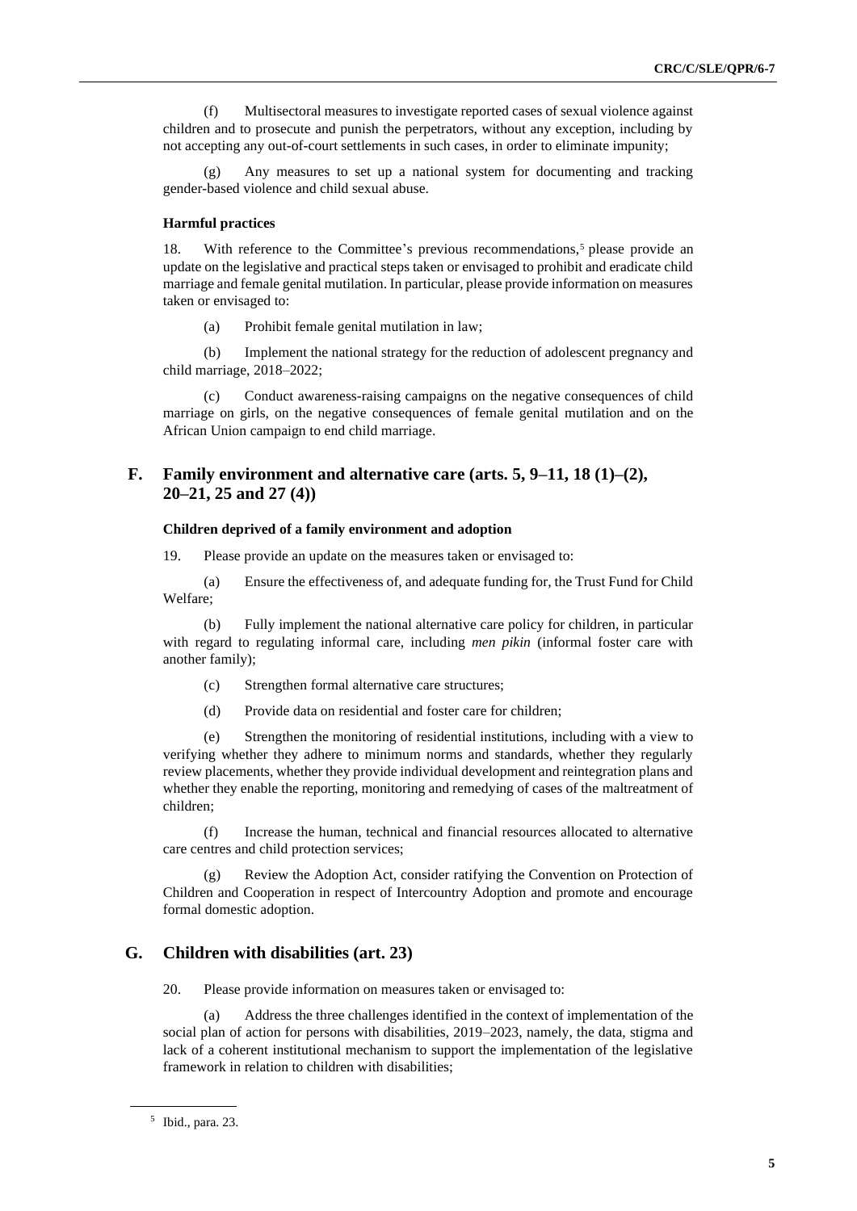(f) Multisectoral measures to investigate reported cases of sexual violence against children and to prosecute and punish the perpetrators, without any exception, including by not accepting any out-of-court settlements in such cases, in order to eliminate impunity;

(g) Any measures to set up a national system for documenting and tracking gender-based violence and child sexual abuse.

#### Harmful practices

18. With reference to the Committee's previous recommendations,[5] please provide an update on the legislative and practical steps taken or envisaged to prohibit and eradicate child marriage and female genital mutilation. In particular, please provide information on measures taken or envisaged to:

(a) Prohibit female genital mutilation in law;

(b) Implement the national strategy for the reduction of adolescent pregnancy and child marriage, 2018–2022;

(c) Conduct awareness-raising campaigns on the negative consequences of child marriage on girls, on the negative consequences of female genital mutilation and on the African Union campaign to end child marriage.

## F. Family environment and alternative care (arts. 5, 9–11, 18 (1)–(2), 20–21, 25 and 27 (4))

#### Children deprived of a family environment and adoption

19. Please provide an update on the measures taken or envisaged to:

(a) Ensure the effectiveness of, and adequate funding for, the Trust Fund for Child Welfare;

(b) Fully implement the national alternative care policy for children, in particular with regard to regulating informal care, including *men pikin* (informal foster care with another family);

(c) Strengthen formal alternative care structures;

(d) Provide data on residential and foster care for children;

(e) Strengthen the monitoring of residential institutions, including with a view to verifying whether they adhere to minimum norms and standards, whether they regularly review placements, whether they provide individual development and reintegration plans and whether they enable the reporting, monitoring and remedying of cases of the maltreatment of children;

(f) Increase the human, technical and financial resources allocated to alternative care centres and child protection services;

(g) Review the Adoption Act, consider ratifying the Convention on Protection of Children and Cooperation in respect of Intercountry Adoption and promote and encourage formal domestic adoption.

## G. Children with disabilities (art. 23)

20. Please provide information on measures taken or envisaged to:

(a) Address the three challenges identified in the context of implementation of the social plan of action for persons with disabilities, 2019–2023, namely, the data, stigma and lack of a coherent institutional mechanism to support the implementation of the legislative framework in relation to children with disabilities;

[5] Ibid., para. 23.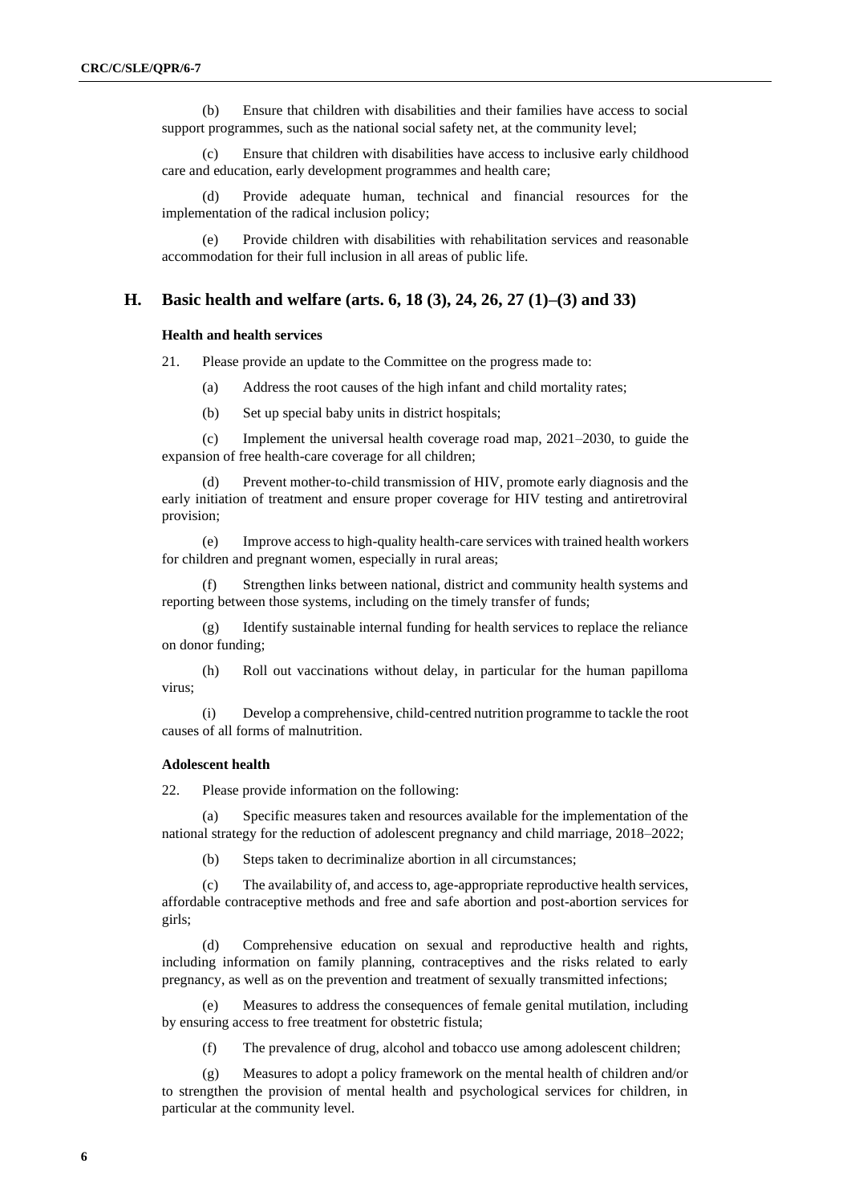(b) Ensure that children with disabilities and their families have access to social support programmes, such as the national social safety net, at the community level;

(c) Ensure that children with disabilities have access to inclusive early childhood care and education, early development programmes and health care;

(d) Provide adequate human, technical and financial resources for the implementation of the radical inclusion policy;

(e) Provide children with disabilities with rehabilitation services and reasonable accommodation for their full inclusion in all areas of public life.

## H. Basic health and welfare (arts. 6, 18 (3), 24, 26, 27 (1)–(3) and 33)

### Health and health services

21. Please provide an update to the Committee on the progress made to:

(a) Address the root causes of the high infant and child mortality rates;

(b) Set up special baby units in district hospitals;

(c) Implement the universal health coverage road map, 2021–2030, to guide the expansion of free health-care coverage for all children;

(d) Prevent mother-to-child transmission of HIV, promote early diagnosis and the early initiation of treatment and ensure proper coverage for HIV testing and antiretroviral provision;

(e) Improve access to high-quality health-care services with trained health workers for children and pregnant women, especially in rural areas;

(f) Strengthen links between national, district and community health systems and reporting between those systems, including on the timely transfer of funds;

(g) Identify sustainable internal funding for health services to replace the reliance on donor funding;

(h) Roll out vaccinations without delay, in particular for the human papilloma virus;

(i) Develop a comprehensive, child-centred nutrition programme to tackle the root causes of all forms of malnutrition.

### Adolescent health

22. Please provide information on the following:

(a) Specific measures taken and resources available for the implementation of the national strategy for the reduction of adolescent pregnancy and child marriage, 2018–2022;

(b) Steps taken to decriminalize abortion in all circumstances;

(c) The availability of, and access to, age-appropriate reproductive health services, affordable contraceptive methods and free and safe abortion and post-abortion services for girls;

(d) Comprehensive education on sexual and reproductive health and rights, including information on family planning, contraceptives and the risks related to early pregnancy, as well as on the prevention and treatment of sexually transmitted infections;

(e) Measures to address the consequences of female genital mutilation, including by ensuring access to free treatment for obstetric fistula;

(f) The prevalence of drug, alcohol and tobacco use among adolescent children;

(g) Measures to adopt a policy framework on the mental health of children and/or to strengthen the provision of mental health and psychological services for children, in particular at the community level.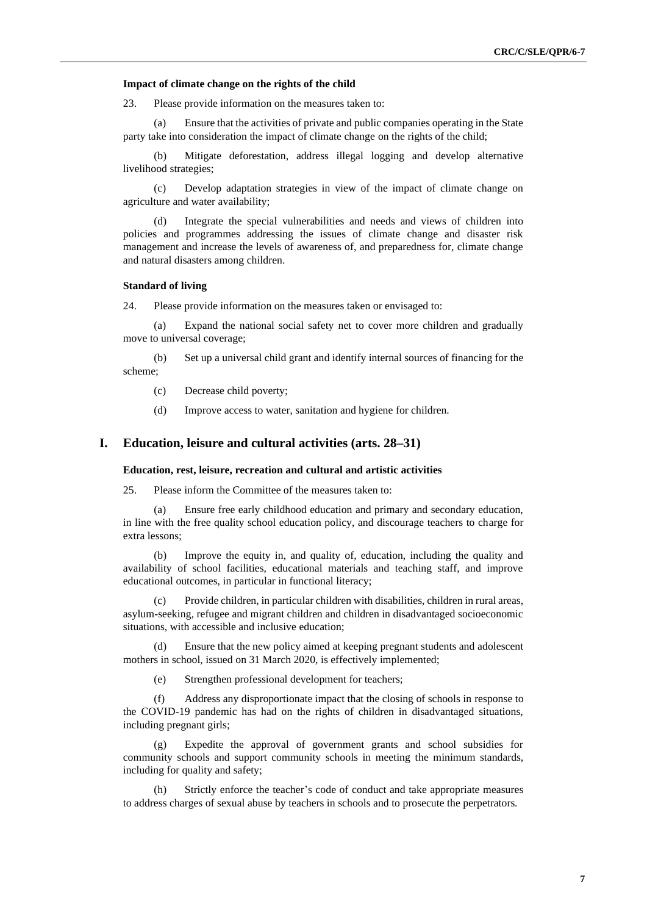**Impact of climate change on the rights of the child**

23. Please provide information on the measures taken to:

(a) Ensure that the activities of private and public companies operating in the State party take into consideration the impact of climate change on the rights of the child;

(b) Mitigate deforestation, address illegal logging and develop alternative livelihood strategies;

(c) Develop adaptation strategies in view of the impact of climate change on agriculture and water availability;

(d) Integrate the special vulnerabilities and needs and views of children into policies and programmes addressing the issues of climate change and disaster risk management and increase the levels of awareness of, and preparedness for, climate change and natural disasters among children.

**Standard of living**

24. Please provide information on the measures taken or envisaged to:

(a) Expand the national social safety net to cover more children and gradually move to universal coverage;

(b) Set up a universal child grant and identify internal sources of financing for the scheme;

(c) Decrease child poverty;

(d) Improve access to water, sanitation and hygiene for children.

## I. Education, leisure and cultural activities (arts. 28–31)

**Education, rest, leisure, recreation and cultural and artistic activities**

25. Please inform the Committee of the measures taken to:

(a) Ensure free early childhood education and primary and secondary education, in line with the free quality school education policy, and discourage teachers to charge for extra lessons;

(b) Improve the equity in, and quality of, education, including the quality and availability of school facilities, educational materials and teaching staff, and improve educational outcomes, in particular in functional literacy;

(c) Provide children, in particular children with disabilities, children in rural areas, asylum-seeking, refugee and migrant children and children in disadvantaged socioeconomic situations, with accessible and inclusive education;

(d) Ensure that the new policy aimed at keeping pregnant students and adolescent mothers in school, issued on 31 March 2020, is effectively implemented;

(e) Strengthen professional development for teachers;

(f) Address any disproportionate impact that the closing of schools in response to the COVID-19 pandemic has had on the rights of children in disadvantaged situations, including pregnant girls;

(g) Expedite the approval of government grants and school subsidies for community schools and support community schools in meeting the minimum standards, including for quality and safety;

(h) Strictly enforce the teacher's code of conduct and take appropriate measures to address charges of sexual abuse by teachers in schools and to prosecute the perpetrators.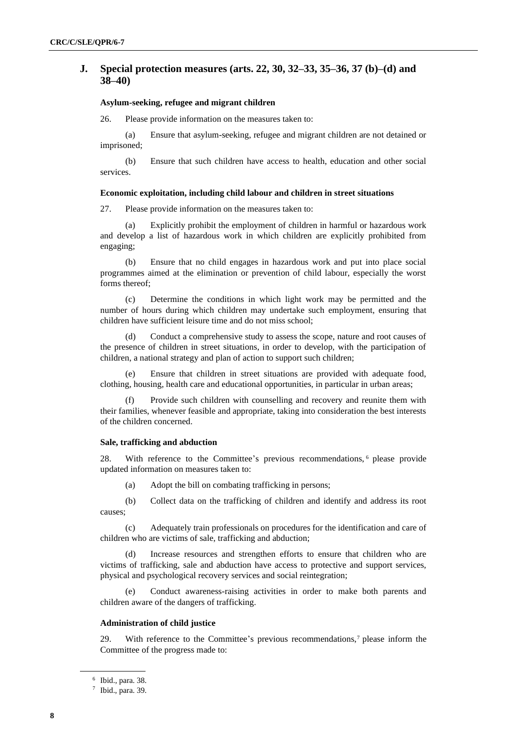## J. Special protection measures (arts. 22, 30, 32–33, 35–36, 37 (b)–(d) and 38–40)

**Asylum-seeking, refugee and migrant children**

26. Please provide information on the measures taken to:

(a) Ensure that asylum-seeking, refugee and migrant children are not detained or imprisoned;

(b) Ensure that such children have access to health, education and other social services.

**Economic exploitation, including child labour and children in street situations**

27. Please provide information on the measures taken to:

(a) Explicitly prohibit the employment of children in harmful or hazardous work and develop a list of hazardous work in which children are explicitly prohibited from engaging;

(b) Ensure that no child engages in hazardous work and put into place social programmes aimed at the elimination or prevention of child labour, especially the worst forms thereof;

(c) Determine the conditions in which light work may be permitted and the number of hours during which children may undertake such employment, ensuring that children have sufficient leisure time and do not miss school;

(d) Conduct a comprehensive study to assess the scope, nature and root causes of the presence of children in street situations, in order to develop, with the participation of children, a national strategy and plan of action to support such children;

(e) Ensure that children in street situations are provided with adequate food, clothing, housing, health care and educational opportunities, in particular in urban areas;

(f) Provide such children with counselling and recovery and reunite them with their families, whenever feasible and appropriate, taking into consideration the best interests of the children concerned.

**Sale, trafficking and abduction**

28. With reference to the Committee's previous recommendations,[6] please provide updated information on measures taken to:

(a) Adopt the bill on combating trafficking in persons;

(b) Collect data on the trafficking of children and identify and address its root causes;

(c) Adequately train professionals on procedures for the identification and care of children who are victims of sale, trafficking and abduction;

(d) Increase resources and strengthen efforts to ensure that children who are victims of trafficking, sale and abduction have access to protective and support services, physical and psychological recovery services and social reintegration;

(e) Conduct awareness-raising activities in order to make both parents and children aware of the dangers of trafficking.

**Administration of child justice**

29. With reference to the Committee's previous recommendations,[7] please inform the Committee of the progress made to:

[6] Ibid., para. 38.

[7] Ibid., para. 39.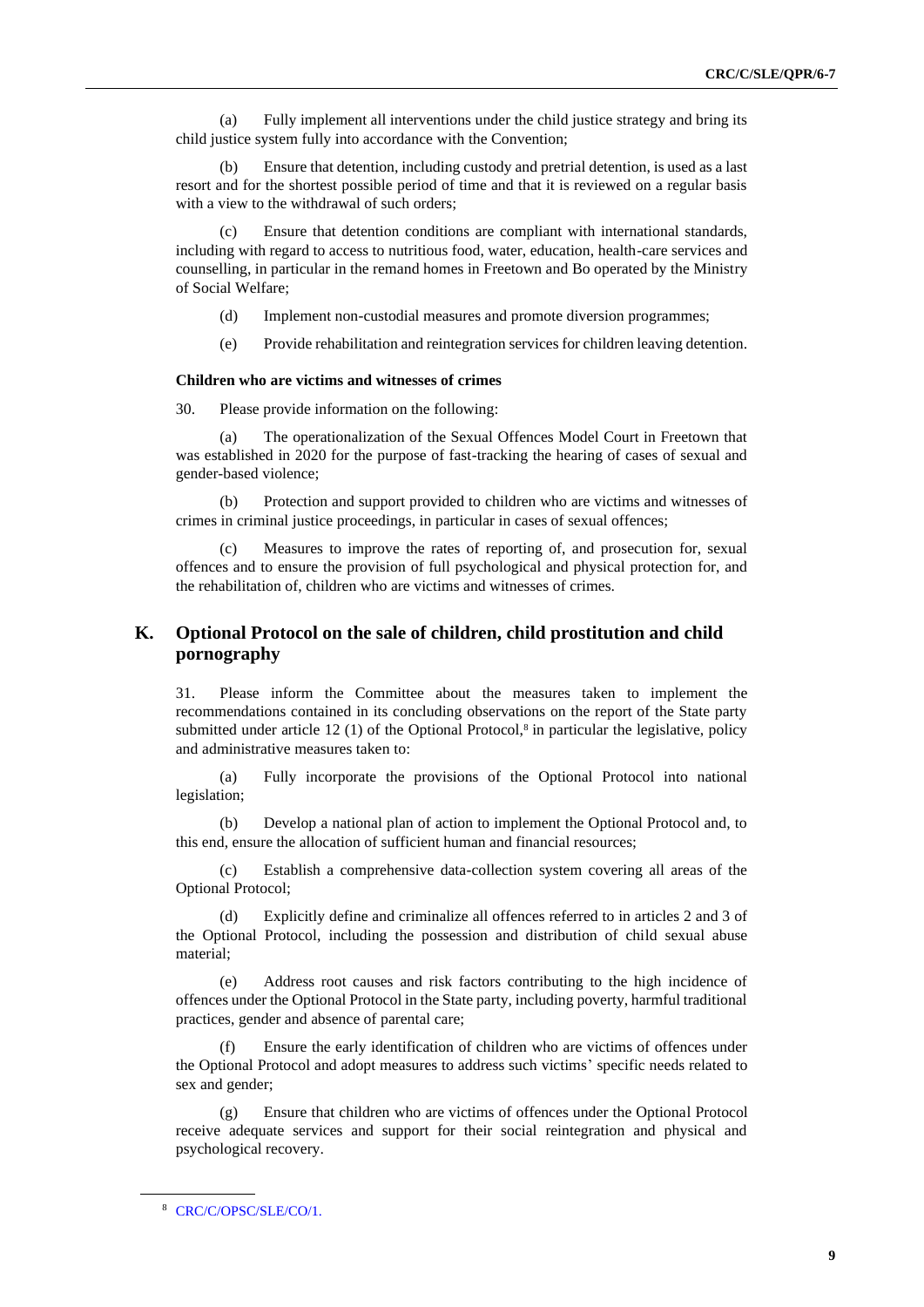(a) Fully implement all interventions under the child justice strategy and bring its child justice system fully into accordance with the Convention;

(b) Ensure that detention, including custody and pretrial detention, is used as a last resort and for the shortest possible period of time and that it is reviewed on a regular basis with a view to the withdrawal of such orders;

(c) Ensure that detention conditions are compliant with international standards, including with regard to access to nutritious food, water, education, health-care services and counselling, in particular in the remand homes in Freetown and Bo operated by the Ministry of Social Welfare;

(d) Implement non-custodial measures and promote diversion programmes;

(e) Provide rehabilitation and reintegration services for children leaving detention.

**Children who are victims and witnesses of crimes**

30. Please provide information on the following:

(a) The operationalization of the Sexual Offences Model Court in Freetown that was established in 2020 for the purpose of fast-tracking the hearing of cases of sexual and gender-based violence;

(b) Protection and support provided to children who are victims and witnesses of crimes in criminal justice proceedings, in particular in cases of sexual offences;

(c) Measures to improve the rates of reporting of, and prosecution for, sexual offences and to ensure the provision of full psychological and physical protection for, and the rehabilitation of, children who are victims and witnesses of crimes.

## K. Optional Protocol on the sale of children, child prostitution and child pornography

31. Please inform the Committee about the measures taken to implement the recommendations contained in its concluding observations on the report of the State party submitted under article 12 (1) of the Optional Protocol,[8] in particular the legislative, policy and administrative measures taken to:

(a) Fully incorporate the provisions of the Optional Protocol into national legislation;

(b) Develop a national plan of action to implement the Optional Protocol and, to this end, ensure the allocation of sufficient human and financial resources;

(c) Establish a comprehensive data-collection system covering all areas of the Optional Protocol;

(d) Explicitly define and criminalize all offences referred to in articles 2 and 3 of the Optional Protocol, including the possession and distribution of child sexual abuse material;

(e) Address root causes and risk factors contributing to the high incidence of offences under the Optional Protocol in the State party, including poverty, harmful traditional practices, gender and absence of parental care;

(f) Ensure the early identification of children who are victims of offences under the Optional Protocol and adopt measures to address such victims' specific needs related to sex and gender;

(g) Ensure that children who are victims of offences under the Optional Protocol receive adequate services and support for their social reintegration and physical and psychological recovery.

[8] CRC/C/OPSC/SLE/CO/1.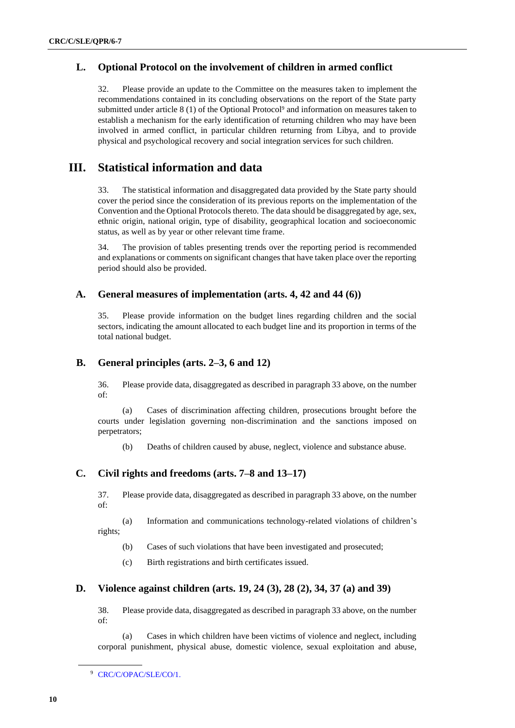## L. Optional Protocol on the involvement of children in armed conflict

32. Please provide an update to the Committee on the measures taken to implement the recommendations contained in its concluding observations on the report of the State party submitted under article 8 (1) of the Optional Protocol[9] and information on measures taken to establish a mechanism for the early identification of returning children who may have been involved in armed conflict, in particular children returning from Libya, and to provide physical and psychological recovery and social integration services for such children.

# III. Statistical information and data

33. The statistical information and disaggregated data provided by the State party should cover the period since the consideration of its previous reports on the implementation of the Convention and the Optional Protocols thereto. The data should be disaggregated by age, sex, ethnic origin, national origin, type of disability, geographical location and socioeconomic status, as well as by year or other relevant time frame.

34. The provision of tables presenting trends over the reporting period is recommended and explanations or comments on significant changes that have taken place over the reporting period should also be provided.

## A. General measures of implementation (arts. 4, 42 and 44 (6))

35. Please provide information on the budget lines regarding children and the social sectors, indicating the amount allocated to each budget line and its proportion in terms of the total national budget.

## B. General principles (arts. 2–3, 6 and 12)

36. Please provide data, disaggregated as described in paragraph 33 above, on the number of:

(a) Cases of discrimination affecting children, prosecutions brought before the courts under legislation governing non-discrimination and the sanctions imposed on perpetrators;

(b) Deaths of children caused by abuse, neglect, violence and substance abuse.

## C. Civil rights and freedoms (arts. 7–8 and 13–17)

37. Please provide data, disaggregated as described in paragraph 33 above, on the number of:

(a) Information and communications technology-related violations of children's rights;

(b) Cases of such violations that have been investigated and prosecuted;

(c) Birth registrations and birth certificates issued.

## D. Violence against children (arts. 19, 24 (3), 28 (2), 34, 37 (a) and 39)

38. Please provide data, disaggregated as described in paragraph 33 above, on the number of:

(a) Cases in which children have been victims of violence and neglect, including corporal punishment, physical abuse, domestic violence, sexual exploitation and abuse,

---

[9] CRC/C/OPAC/SLE/CO/1.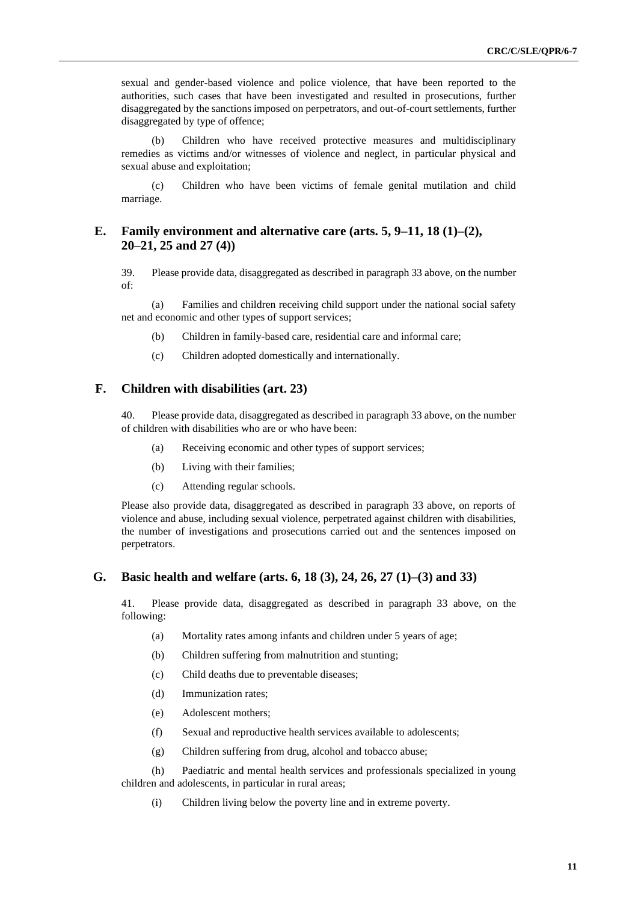sexual and gender-based violence and police violence, that have been reported to the authorities, such cases that have been investigated and resulted in prosecutions, further disaggregated by the sanctions imposed on perpetrators, and out-of-court settlements, further disaggregated by type of offence;

(b) Children who have received protective measures and multidisciplinary remedies as victims and/or witnesses of violence and neglect, in particular physical and sexual abuse and exploitation;

(c) Children who have been victims of female genital mutilation and child marriage.

## E. Family environment and alternative care (arts. 5, 9–11, 18 (1)–(2), 20–21, 25 and 27 (4))

39. Please provide data, disaggregated as described in paragraph 33 above, on the number of:

(a) Families and children receiving child support under the national social safety net and economic and other types of support services;

(b) Children in family-based care, residential care and informal care;

(c) Children adopted domestically and internationally.

## F. Children with disabilities (art. 23)

40. Please provide data, disaggregated as described in paragraph 33 above, on the number of children with disabilities who are or who have been:

(a) Receiving economic and other types of support services;

(b) Living with their families;

(c) Attending regular schools.

Please also provide data, disaggregated as described in paragraph 33 above, on reports of violence and abuse, including sexual violence, perpetrated against children with disabilities, the number of investigations and prosecutions carried out and the sentences imposed on perpetrators.

## G. Basic health and welfare (arts. 6, 18 (3), 24, 26, 27 (1)–(3) and 33)

41. Please provide data, disaggregated as described in paragraph 33 above, on the following:

(a) Mortality rates among infants and children under 5 years of age;

(b) Children suffering from malnutrition and stunting;

(c) Child deaths due to preventable diseases;

(d) Immunization rates;

(e) Adolescent mothers;

(f) Sexual and reproductive health services available to adolescents;

(g) Children suffering from drug, alcohol and tobacco abuse;

(h) Paediatric and mental health services and professionals specialized in young children and adolescents, in particular in rural areas;

(i) Children living below the poverty line and in extreme poverty.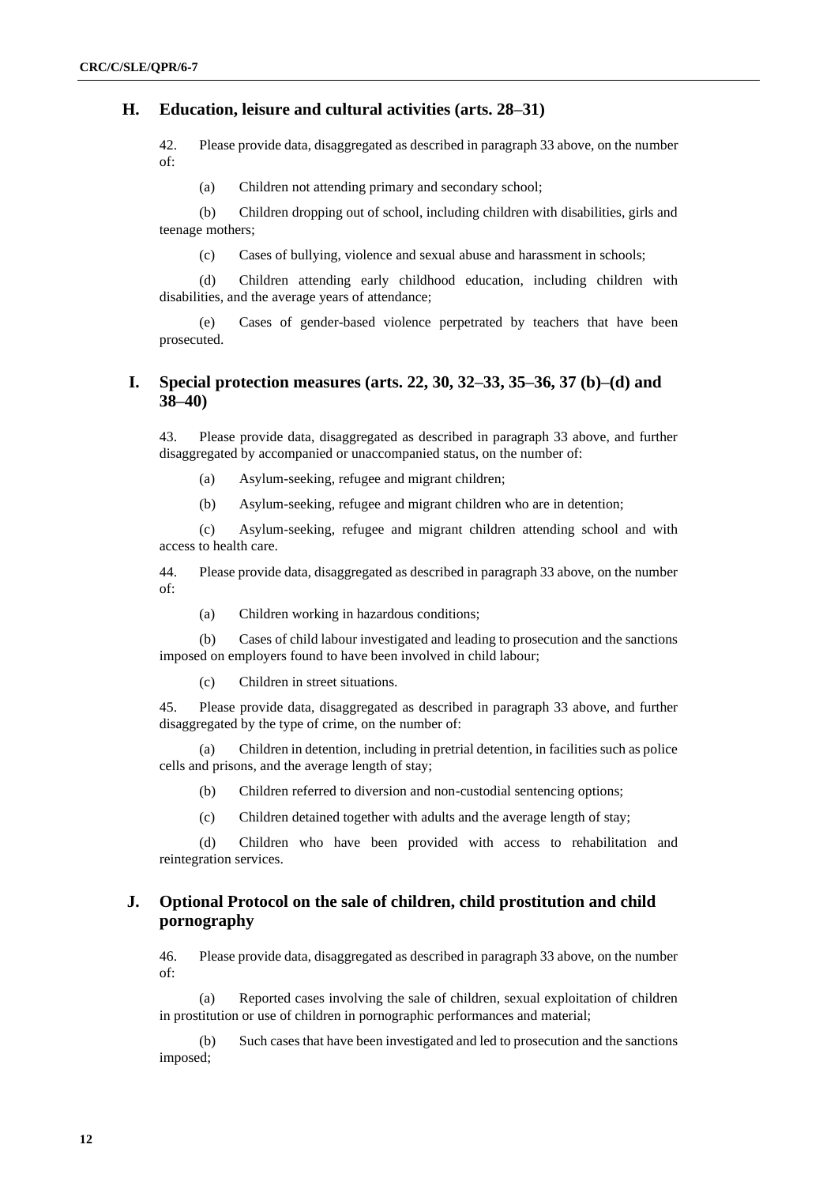## H. Education, leisure and cultural activities (arts. 28–31)

42. Please provide data, disaggregated as described in paragraph 33 above, on the number of:

(a) Children not attending primary and secondary school;

(b) Children dropping out of school, including children with disabilities, girls and teenage mothers;

(c) Cases of bullying, violence and sexual abuse and harassment in schools;

(d) Children attending early childhood education, including children with disabilities, and the average years of attendance;

(e) Cases of gender-based violence perpetrated by teachers that have been prosecuted.

## I. Special protection measures (arts. 22, 30, 32–33, 35–36, 37 (b)–(d) and 38–40)

43. Please provide data, disaggregated as described in paragraph 33 above, and further disaggregated by accompanied or unaccompanied status, on the number of:

(a) Asylum-seeking, refugee and migrant children;

(b) Asylum-seeking, refugee and migrant children who are in detention;

(c) Asylum-seeking, refugee and migrant children attending school and with access to health care.

44. Please provide data, disaggregated as described in paragraph 33 above, on the number of:

(a) Children working in hazardous conditions;

(b) Cases of child labour investigated and leading to prosecution and the sanctions imposed on employers found to have been involved in child labour;

(c) Children in street situations.

45. Please provide data, disaggregated as described in paragraph 33 above, and further disaggregated by the type of crime, on the number of:

(a) Children in detention, including in pretrial detention, in facilities such as police cells and prisons, and the average length of stay;

(b) Children referred to diversion and non-custodial sentencing options;

(c) Children detained together with adults and the average length of stay;

(d) Children who have been provided with access to rehabilitation and reintegration services.

## J. Optional Protocol on the sale of children, child prostitution and child pornography

46. Please provide data, disaggregated as described in paragraph 33 above, on the number of:

(a) Reported cases involving the sale of children, sexual exploitation of children in prostitution or use of children in pornographic performances and material;

(b) Such cases that have been investigated and led to prosecution and the sanctions imposed;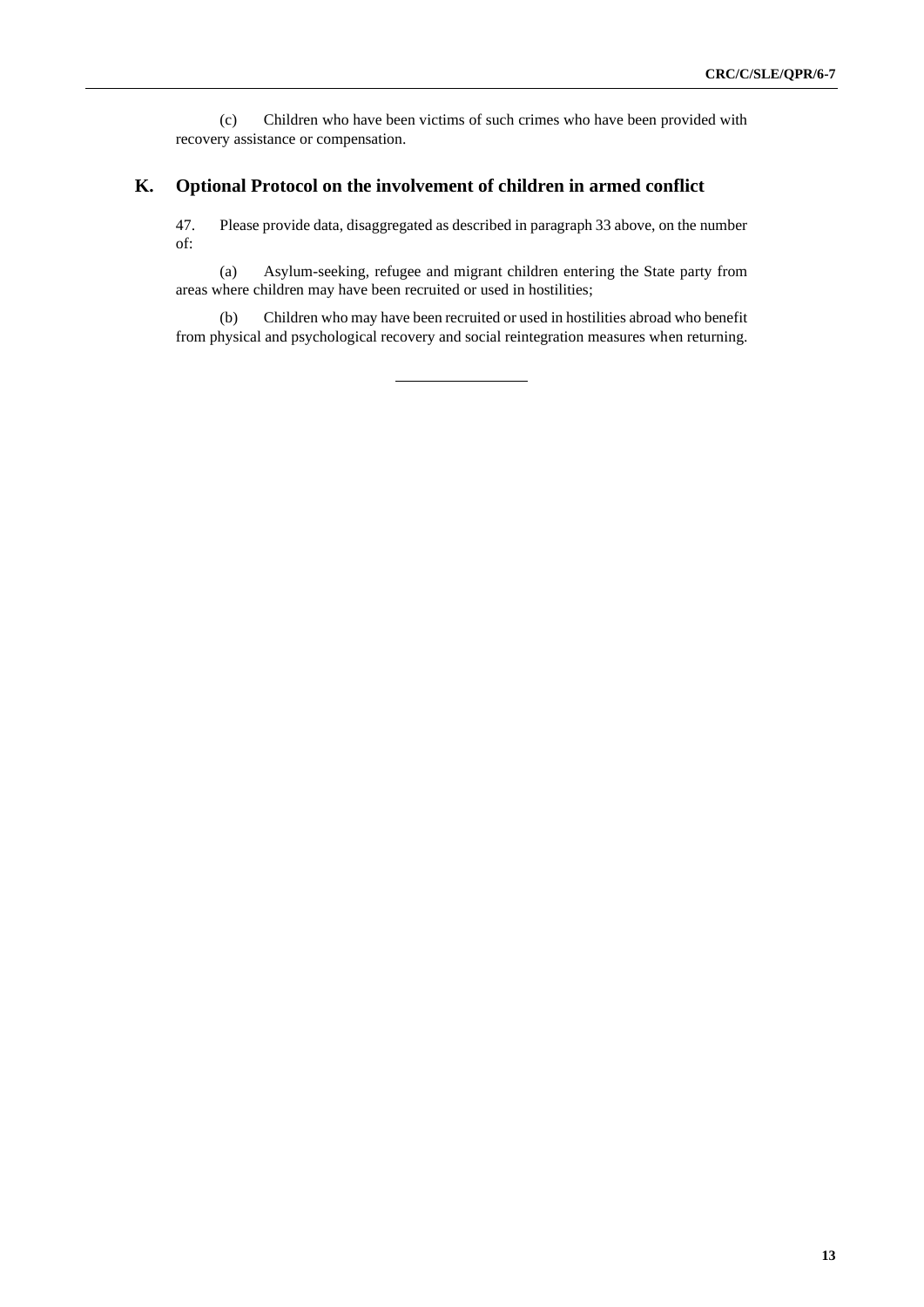(c) Children who have been victims of such crimes who have been provided with recovery assistance or compensation.

## K. Optional Protocol on the involvement of children in armed conflict

47. Please provide data, disaggregated as described in paragraph 33 above, on the number of:

(a) Asylum-seeking, refugee and migrant children entering the State party from areas where children may have been recruited or used in hostilities;

(b) Children who may have been recruited or used in hostilities abroad who benefit from physical and psychological recovery and social reintegration measures when returning.